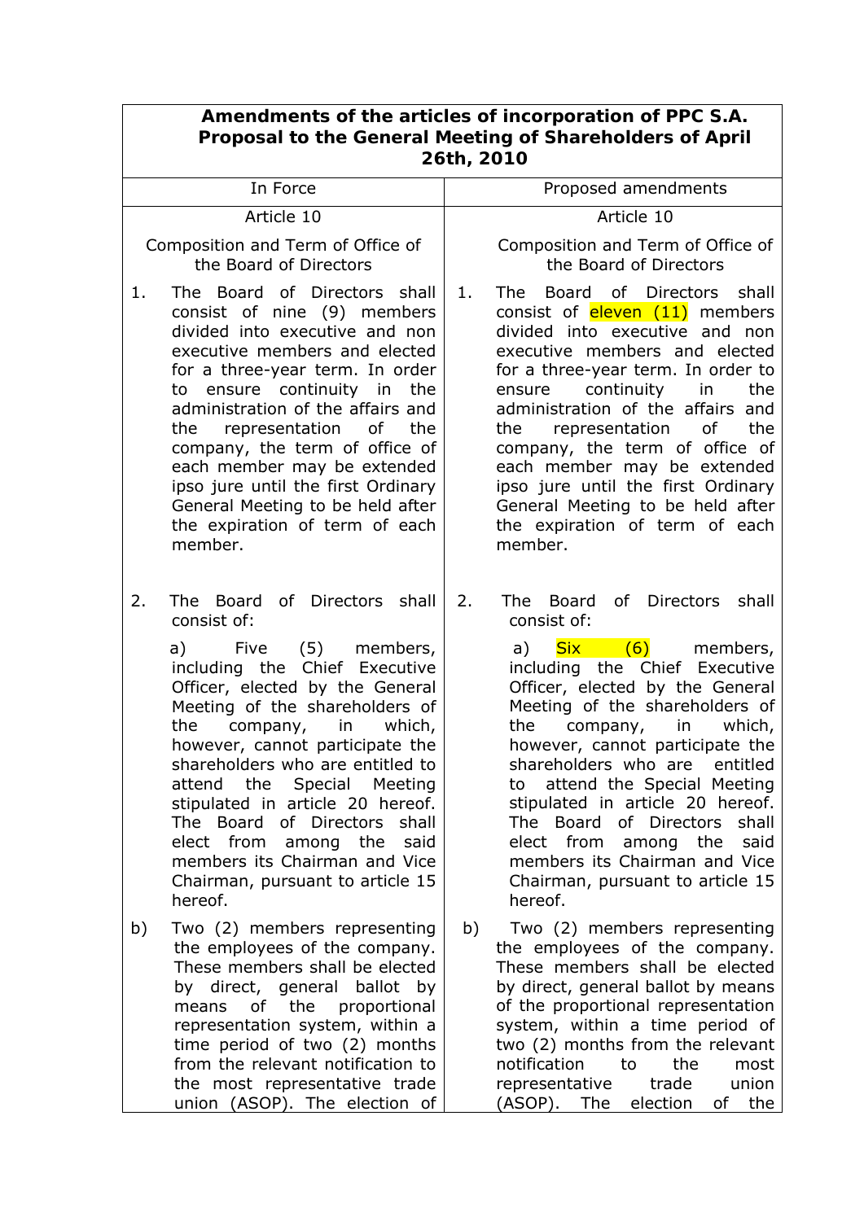| Amendments of the articles of incorporation of PPC S.A. Proposal to the General Meeting of Shareholders of April 26th, 2010 | |
|---|---|
| In Force | Proposed amendments |
| Article 10 | Article 10 |
| Composition and Term of Office of the Board of Directors | Composition and Term of Office of the Board of Directors |
| 1. The Board of Directors shall consist of nine (9) members divided into executive and non executive members and elected for a three-year term. In order to ensure continuity in the administration of the affairs and the representation of the company, the term of office of each member may be extended ipso jure until the first Ordinary General Meeting to be held after the expiration of term of each member. | 1. The Board of Directors shall consist of eleven (11) members divided into executive and non executive members and elected for a three-year term. In order to ensure continuity in the administration of the affairs and the representation of the company, the term of office of each member may be extended ipso jure until the first Ordinary General Meeting to be held after the expiration of term of each member. |
| 2. The Board of Directors shall consist of: | 2. The Board of Directors shall consist of: |
| a) Five (5) members, including the Chief Executive Officer, elected by the General Meeting of the shareholders of the company, in which, however, cannot participate the shareholders who are entitled to attend the Special Meeting stipulated in article 20 hereof. The Board of Directors shall elect from among the said members its Chairman and Vice Chairman, pursuant to article 15 hereof. | a) Six (6) members, including the Chief Executive Officer, elected by the General Meeting of the shareholders of the company, in which, however, cannot participate the shareholders who are entitled to attend the Special Meeting stipulated in article 20 hereof. The Board of Directors shall elect from among the said members its Chairman and Vice Chairman, pursuant to article 15 hereof. |
| b) Two (2) members representing the employees of the company. These members shall be elected by direct, general ballot by means of the proportional representation system, within a time period of two (2) months from the relevant notification to the most representative trade union (ASOP). The election of | b) Two (2) members representing the employees of the company. These members shall be elected by direct, general ballot by means of the proportional representation system, within a time period of two (2) months from the relevant notification to the most representative trade union (ASOP). The election of the |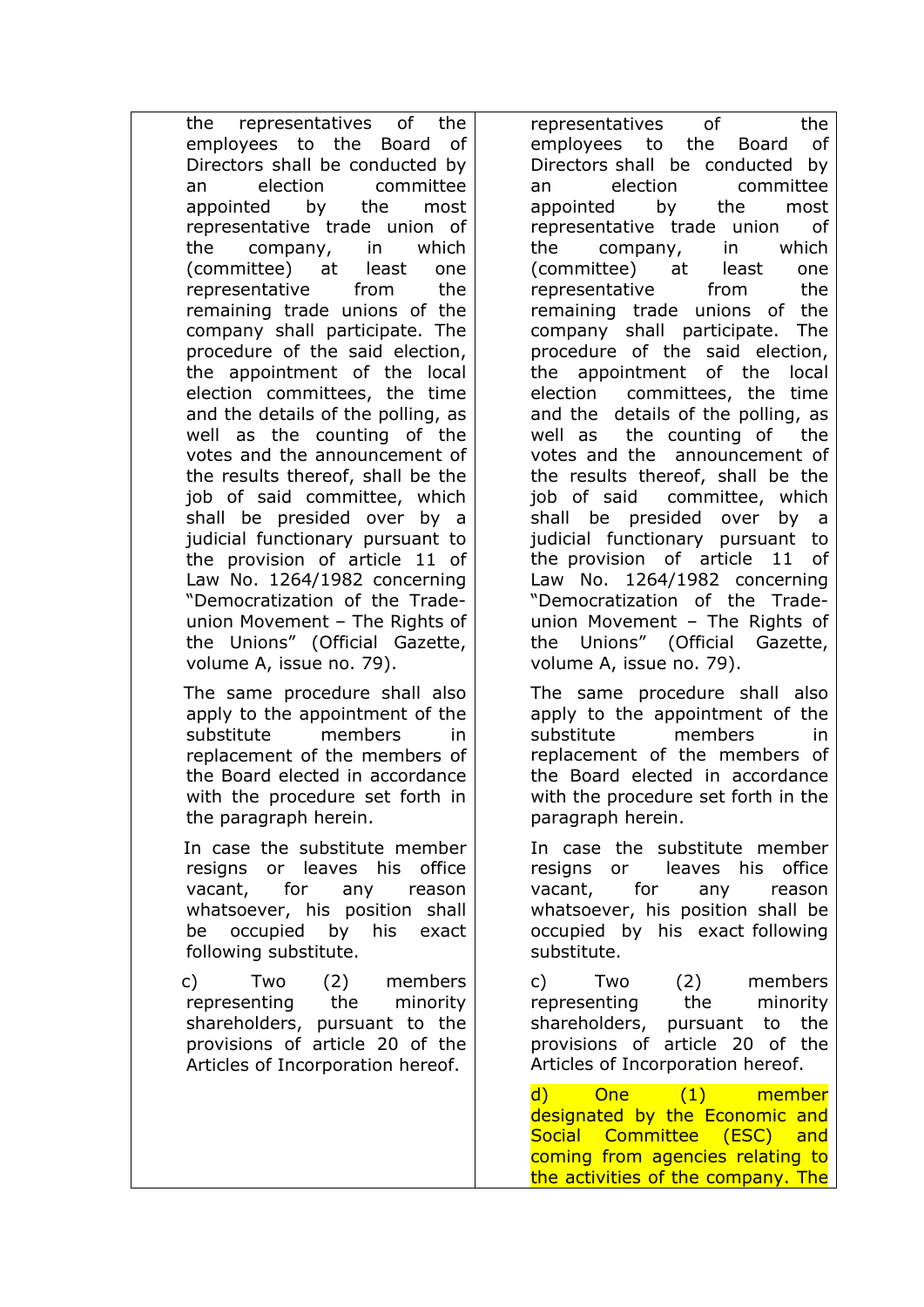| | |
|---|---|
| the representatives of the employees to the Board of Directors shall be conducted by an election committee appointed by the most representative trade union of the company, in which (committee) at least one representative from the remaining trade unions of the company shall participate. The procedure of the said election, the appointment of the local election committees, the time and the details of the polling, as well as the counting of the votes and the announcement of the results thereof, shall be the job of said committee, which shall be presided over by a judicial functionary pursuant to the provision of article 11 of Law No. 1264/1982 concerning "Democratization of the Trade-union Movement – The Rights of the Unions" (Official Gazette, volume A, issue no. 79).<br><br>The same procedure shall also apply to the appointment of the substitute members in replacement of the members of the Board elected in accordance with the procedure set forth in the paragraph herein.<br><br>In case the substitute member resigns or leaves his office vacant, for any reason whatsoever, his position shall be occupied by his exact following substitute.<br><br>c) Two (2) members representing the minority shareholders, pursuant to the provisions of article 20 of the Articles of Incorporation hereof. | representatives of the employees to the Board of Directors shall be conducted by an election committee appointed by the most representative trade union of the company, in which (committee) at least one representative from the remaining trade unions of the company shall participate. The procedure of the said election, the appointment of the local election committees, the time and the details of the polling, as well as the counting of the votes and the announcement of the results thereof, shall be the job of said committee, which shall be presided over by a judicial functionary pursuant to the provision of article 11 of Law No. 1264/1982 concerning "Democratization of the Trade-union Movement – The Rights of the Unions" (Official Gazette, volume A, issue no. 79).<br><br>The same procedure shall also apply to the appointment of the substitute members in replacement of the members of the Board elected in accordance with the procedure set forth in the paragraph herein.<br><br>In case the substitute member resigns or leaves his office vacant, for any reason whatsoever, his position shall be occupied by his exact following substitute.<br><br>c) Two (2) members representing the minority shareholders, pursuant to the provisions of article 20 of the Articles of Incorporation hereof.<br><br>d) One (1) member designated by the Economic and Social Committee (ESC) and coming from agencies relating to the activities of the company. The |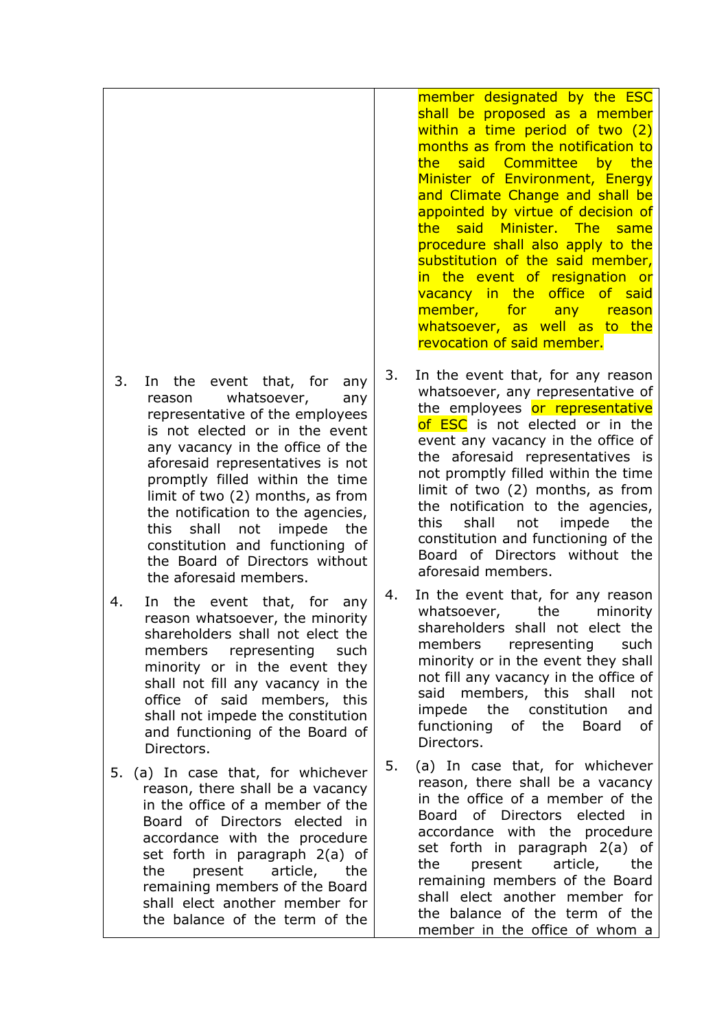| | |
|---|---|
| | member designated by the ESC shall be proposed as a member within a time period of two (2) months as from the notification to the said Committee by the Minister of Environment, Energy and Climate Change and shall be appointed by virtue of decision of the said Minister. The same procedure shall also apply to the substitution of the said member, in the event of resignation or vacancy in the office of said member, for any reason whatsoever, as well as to the revocation of said member. |
| 3. In the event that, for any reason whatsoever, any representative of the employees is not elected or in the event any vacancy in the office of the aforesaid representatives is not promptly filled within the time limit of two (2) months, as from the notification to the agencies, this shall not impede the constitution and functioning of the Board of Directors without the aforesaid members. | 3. In the event that, for any reason whatsoever, any representative of the employees or representative of ESC is not elected or in the event any vacancy in the office of the aforesaid representatives is not promptly filled within the time limit of two (2) months, as from the notification to the agencies, this shall not impede the constitution and functioning of the Board of Directors without the aforesaid members. |
| 4. In the event that, for any reason whatsoever, the minority shareholders shall not elect the members representing such minority or in the event they shall not fill any vacancy in the office of said members, this shall not impede the constitution and functioning of the Board of Directors. | 4. In the event that, for any reason whatsoever, the minority shareholders shall not elect the members representing such minority or in the event they shall not fill any vacancy in the office of said members, this shall not impede the constitution and functioning of the Board of Directors. |
| 5. (a) In case that, for whichever reason, there shall be a vacancy in the office of a member of the Board of Directors elected in accordance with the procedure set forth in paragraph 2(a) of the present article, the remaining members of the Board shall elect another member for the balance of the term of the | 5. (a) In case that, for whichever reason, there shall be a vacancy in the office of a member of the Board of Directors elected in accordance with the procedure set forth in paragraph 2(a) of the present article, the remaining members of the Board shall elect another member for the balance of the term of the member in the office of whom a |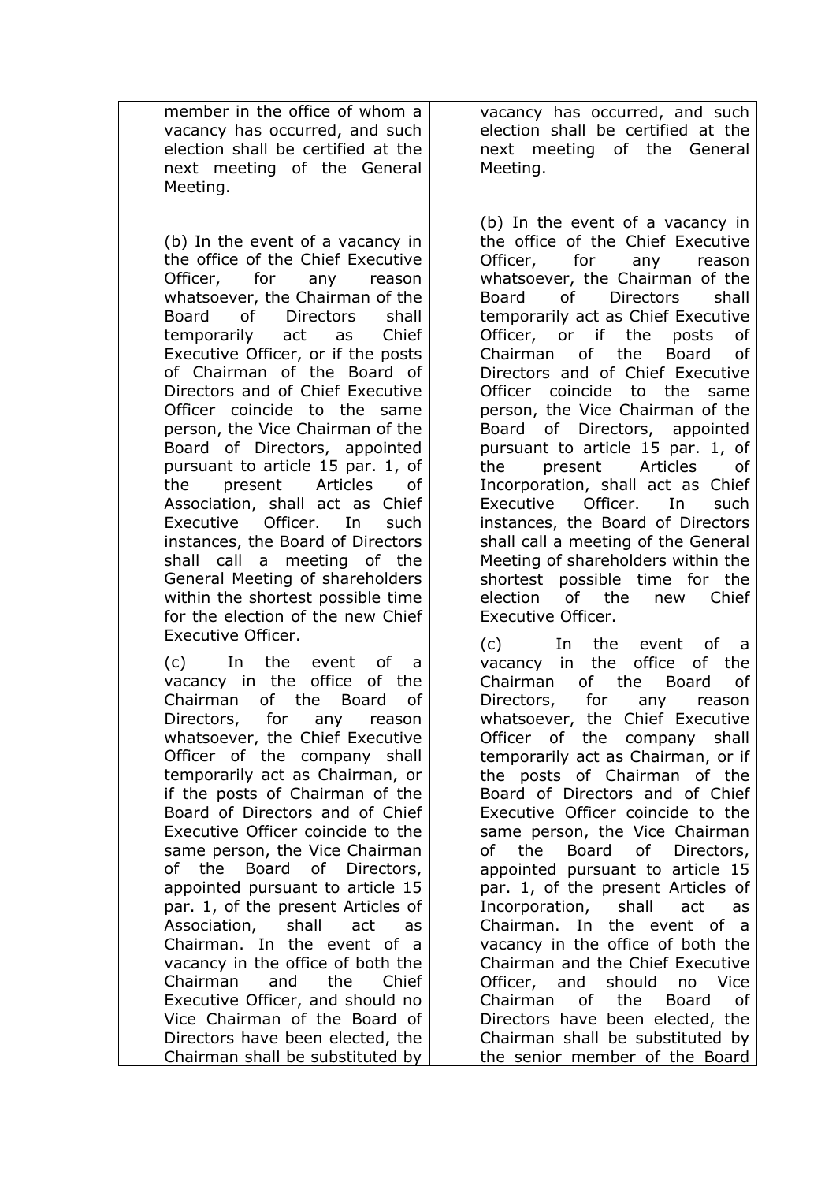| | |
|---|---|
| member in the office of whom a vacancy has occurred, and such election shall be certified at the next meeting of the General Meeting.<br><br>(b) In the event of a vacancy in the office of the Chief Executive Officer, for any reason whatsoever, the Chairman of the Board of Directors shall temporarily act as Chief Executive Officer, or if the posts of Chairman of the Board of Directors and of Chief Executive Officer coincide to the same person, the Vice Chairman of the Board of Directors, appointed pursuant to article 15 par. 1, of the present Articles of Association, shall act as Chief Executive Officer. In such instances, the Board of Directors shall call a meeting of the General Meeting of shareholders within the shortest possible time for the election of the new Chief Executive Officer.<br><br>(c) In the event of a vacancy in the office of the Chairman of the Board of Directors, for any reason whatsoever, the Chief Executive Officer of the company shall temporarily act as Chairman, or if the posts of Chairman of the Board of Directors and of Chief Executive Officer coincide to the same person, the Vice Chairman of the Board of Directors, appointed pursuant to article 15 par. 1, of the present Articles of Association, shall act as Chairman. In the event of a vacancy in the office of both the Chairman and the Chief Executive Officer, and should no Vice Chairman of the Board of Directors have been elected, the Chairman shall be substituted by | vacancy has occurred, and such election shall be certified at the next meeting of the General Meeting.<br><br>(b) In the event of a vacancy in the office of the Chief Executive Officer, for any reason whatsoever, the Chairman of the Board of Directors shall temporarily act as Chief Executive Officer, or if the posts of Chairman of the Board of Directors and of Chief Executive Officer coincide to the same person, the Vice Chairman of the Board of Directors, appointed pursuant to article 15 par. 1, of the present Articles of Incorporation, shall act as Chief Executive Officer. In such instances, the Board of Directors shall call a meeting of the General Meeting of shareholders within the shortest possible time for the election of the new Chief Executive Officer.<br><br>(c) In the event of a vacancy in the office of the Chairman of the Board of Directors, for any reason whatsoever, the Chief Executive Officer of the company shall temporarily act as Chairman, or if the posts of Chairman of the Board of Directors and of Chief Executive Officer coincide to the same person, the Vice Chairman of the Board of Directors, appointed pursuant to article 15 par. 1, of the present Articles of Incorporation, shall act as Chairman. In the event of a vacancy in the office of both the Chairman and the Chief Executive Officer, and should no Vice Chairman of the Board of Directors have been elected, the Chairman shall be substituted by the senior member of the Board |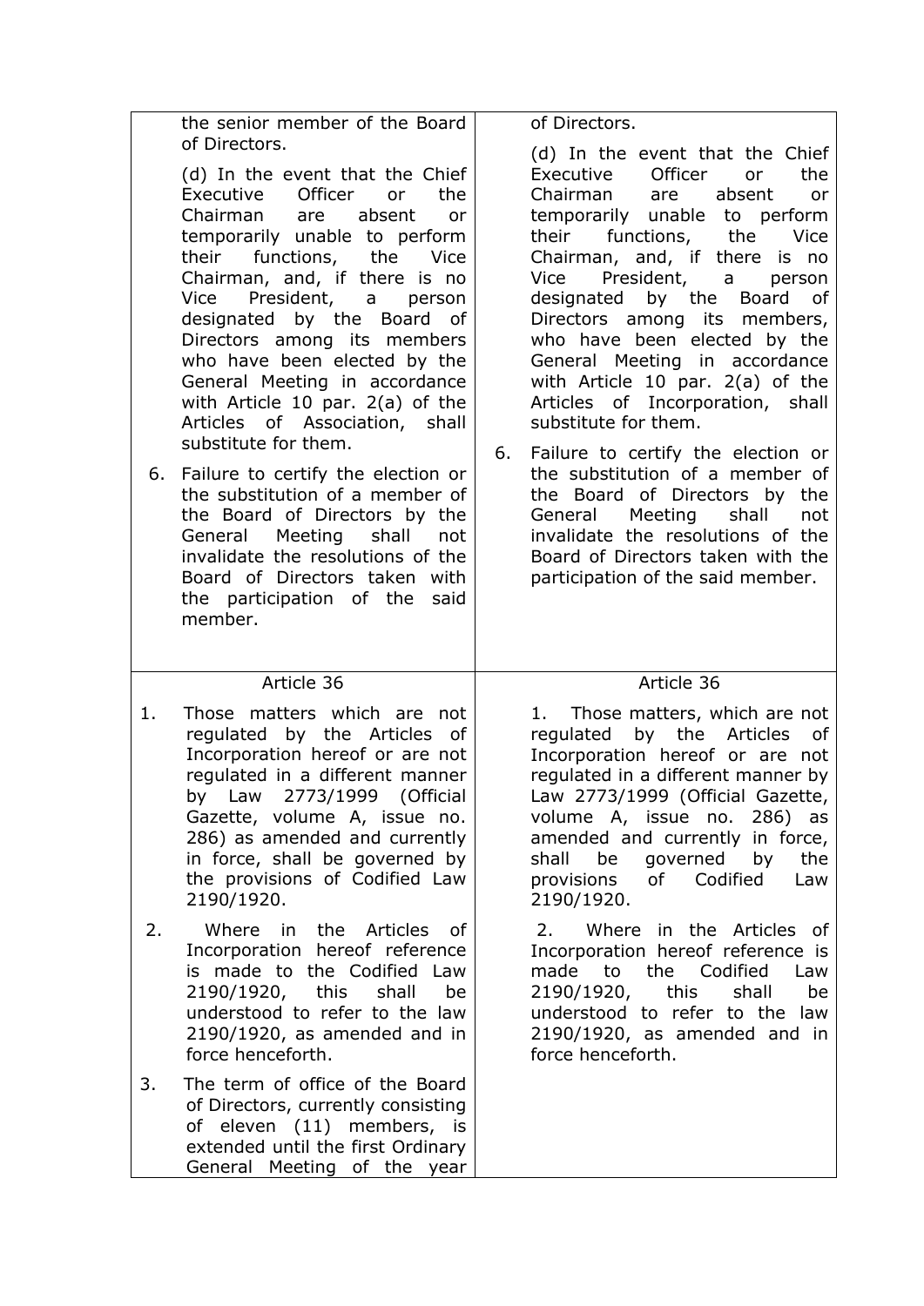| | |
|---|---|
| the senior member of the Board of Directors.<br><br>(d) In the event that the Chief Executive Officer or the Chairman are absent or temporarily unable to perform their functions, the Vice Chairman, and, if there is no Vice President, a person designated by the Board of Directors among its members who have been elected by the General Meeting in accordance with Article 10 par. 2(a) of the Articles of Association, shall substitute for them.<br><br>6. Failure to certify the election or the substitution of a member of the Board of Directors by the General Meeting shall not invalidate the resolutions of the Board of Directors taken with the participation of the said member. | of Directors.<br><br>(d) In the event that the Chief Executive Officer or the Chairman are absent or temporarily unable to perform their functions, the Vice Chairman, and, if there is no Vice President, a person designated by the Board of Directors among its members, who have been elected by the General Meeting in accordance with Article 10 par. 2(a) of the Articles of Incorporation, shall substitute for them.<br><br>6. Failure to certify the election or the substitution of a member of the Board of Directors by the General Meeting shall not invalidate the resolutions of the Board of Directors taken with the participation of the said member. |
| Article 36<br><br>1. Those matters which are not regulated by the Articles of Incorporation hereof or are not regulated in a different manner by Law 2773/1999 (Official Gazette, volume A, issue no. 286) as amended and currently in force, shall be governed by the provisions of Codified Law 2190/1920.<br><br>2. Where in the Articles of Incorporation hereof reference is made to the Codified Law 2190/1920, this shall be understood to refer to the law 2190/1920, as amended and in force henceforth.<br><br>3. The term of office of the Board of Directors, currently consisting of eleven (11) members, is extended until the first Ordinary General Meeting of the year | Article 36<br><br>1. Those matters, which are not regulated by the Articles of Incorporation hereof or are not regulated in a different manner by Law 2773/1999 (Official Gazette, volume A, issue no. 286) as amended and currently in force, shall be governed by the provisions of Codified Law 2190/1920.<br><br>2. Where in the Articles of Incorporation hereof reference is made to the Codified Law 2190/1920, this shall be understood to refer to the law 2190/1920, as amended and in force henceforth. |